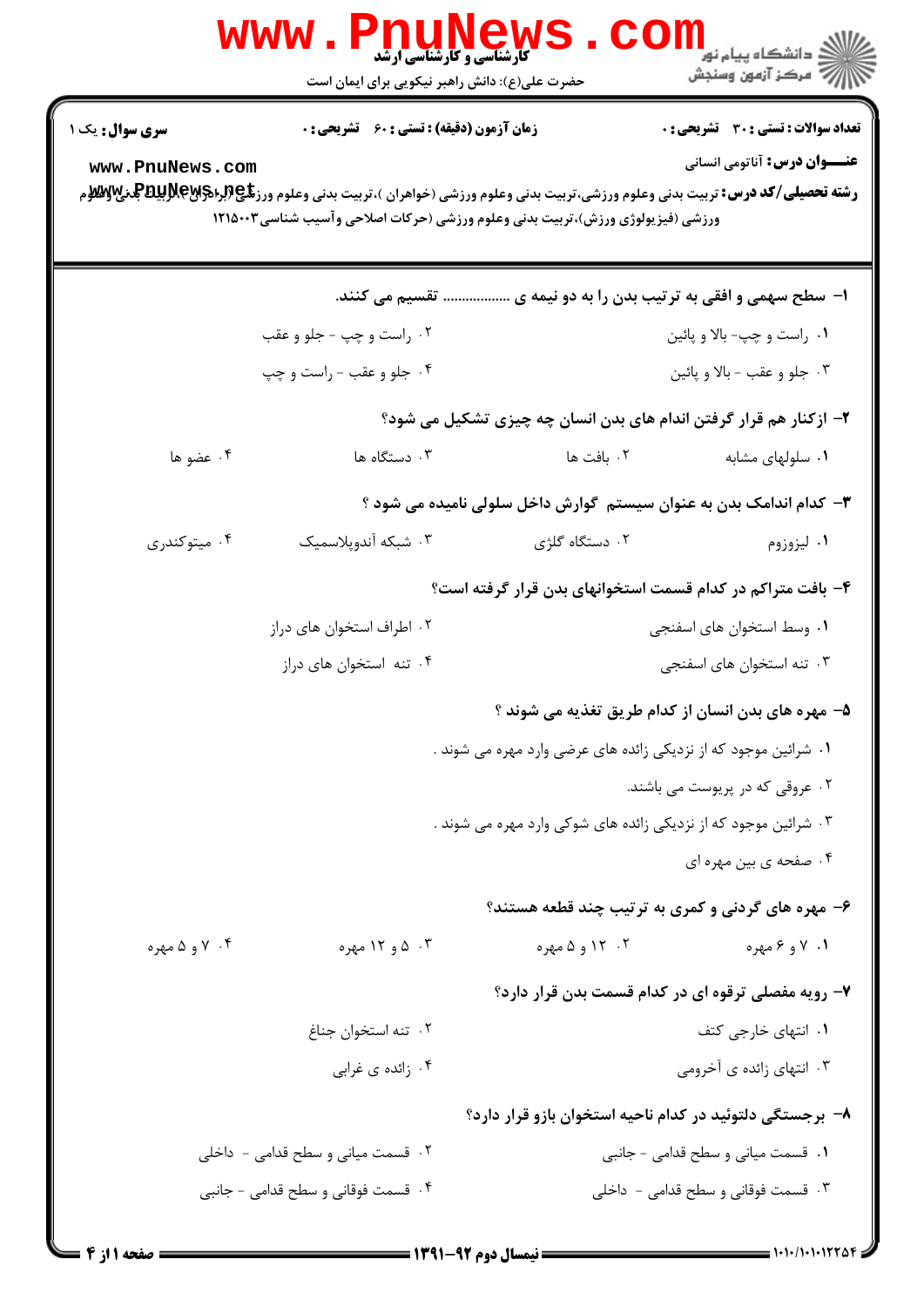**سری سوال:** یک ۱

**زمان آزمون (دقیقه) : تستی : ۶۰ تشریحی : ۰**

**تعداد سوالات : تستی : ۳۰ تشریحی : ۰**

**عنـــوان درس:** آناتومی انسانی

**رشته تحصیلی/کد درس:** تربیت بدنی وعلوم ورزشی،تربیت بدنی وعلوم ورزشی (خواهران )،تربیت بدنی وعلوم ورزشی (برادران )،تربیت بدنی وعلوم ورزشی (فیزیولوژی ورزش)،تربیت بدنی وعلوم ورزشی (حرکات اصلاحی وآسیب شناسی۱۲۱۵۰۰۳

۱- سطح سهمی و افقی به ترتیب بدن را به دو نیمه ی .................. تقسیم می کنند.

۱. راست و چپ- بالا و پائین
۲. راست و چپ - جلو و عقب
۳. جلو و عقب - بالا و پائین
۴. جلو و عقب - راست و چپ

۲- ازکنار هم قرار گرفتن اندام های بدن انسان چه چیزی تشکیل می شود؟

۱. سلولهای مشابه
۲. بافت ها
۳. دستگاه ها
۴. عضو ها

۳- کدام اندامک بدن به عنوان سیستم گوارش داخل سلولی نامیده می شود ؟

۱. لیزوزوم
۲. دستگاه گلژی
۳. شبکه آندوپلاسمیک
۴. میتوکندری

۴- بافت متراکم در کدام قسمت استخوانهای بدن قرار گرفته است؟

۱. وسط استخوان های اسفنجی
۲. اطراف استخوان های دراز
۳. تنه استخوان های اسفنجی
۴. تنه استخوان های دراز

۵- مهره های بدن انسان از کدام طریق تغذیه می شوند ؟

۱. شرائین موجود که از نزدیکی زائده های عرضی وارد مهره می شوند .
۲. عروقی که در پریوست می باشند.
۳. شرائین موجود که از نزدیکی زائده های شوکی وارد مهره می شوند .
۴. صفحه ی بین مهره ای

۶- مهره های گردنی و کمری به ترتیب چند قطعه هستند؟

۱. ۷ و ۶ مهره
۲. ۱۲ و ۵ مهره
۳. ۵ و ۱۲ مهره
۴. ۷ و ۵ مهره

۷- رویه مفصلی ترقوه ای در کدام قسمت بدن قرار دارد؟

۱. انتهای خارجی کتف
۲. تنه استخوان جناغ
۳. انتهای زائده ی آخرومی
۴. زائده ی غرابی

۸- برجستگی دلتوئید در کدام ناحیه استخوان بازو قرار دارد؟

۱. قسمت میانی و سطح قدامی - جانبی
۲. قسمت میانی و سطح قدامی - داخلی
۳. قسمت فوقانی و سطح قدامی - داخلی
۴. قسمت فوقانی و سطح قدامی - جانبی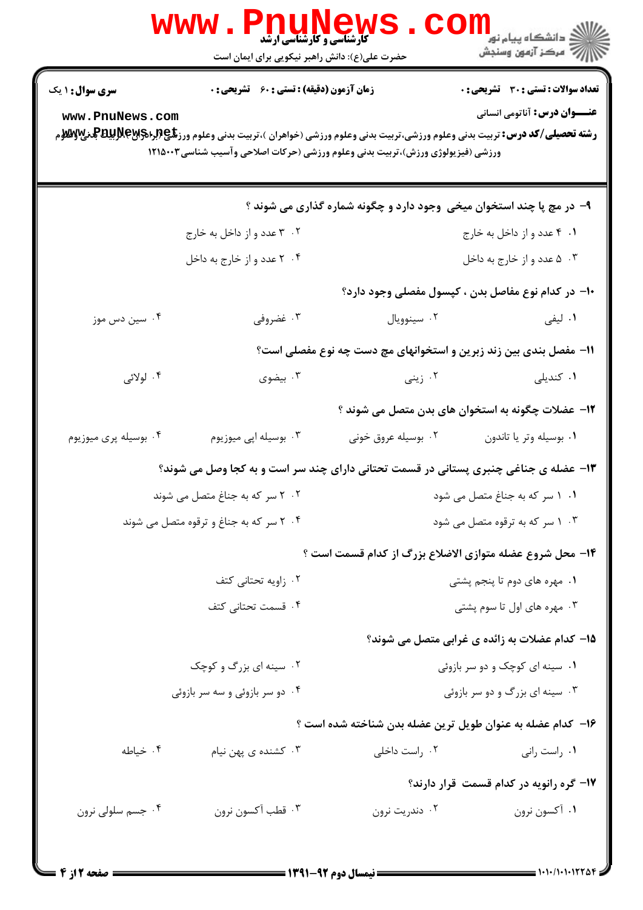**سری سوال:** ۱ یک

**زمان آزمون (دقیقه) : تستی : ۶۰ تشریحی : ۰**

**تعداد سوالات : تستی : ۳۰ تشریحی : ۰**

**عنـــوان درس:** آناتومی انسانی

**رشته تحصیلی/کد درس:** تربیت بدنی وعلوم ورزشی،تربیت بدنی وعلوم ورزشی (خواهران )،تربیت بدنی وعلوم ورزشی (برادران)،تربیت بدنی وعلوم ورزشی (فیزیولوژی ورزش)،تربیت بدنی وعلوم ورزشی (حرکات اصلاحی وآسیب شناسی۱۲۱۵۰۰۳

۹- در مچ پا چند استخوان میخی وجود دارد و چگونه شماره گذاری می شوند ؟

۱. ۴ عدد و از داخل به خارج
۲. ۳ عدد و از داخل به خارج
۳. ۵ عدد و از خارج به داخل
۴. ۲ عدد و از خارج به داخل

۱۰- در کدام نوع مفاصل بدن ، کپسول مفصلی وجود دارد؟

۱. لیفی
۲. سینوویال
۳. غضروفی
۴. سین دس موز

۱۱- مفصل بندی بین زند زبرین و استخوانهای مچ دست چه نوع مفصلی است؟

۱. کندیلی
۲. زینی
۳. بیضوی
۴. لولائی

۱۲- عضلات چگونه به استخوان های بدن متصل می شوند ؟

۱. بوسیله وتر یا تاندون
۲. بوسیله عروق خونی
۳. بوسیله اپی میوزیوم
۴. بوسیله پری میوزیوم

۱۳- عضله ی جناغی چنبری پستانی در قسمت تحتانی دارای چند سر است و به کجا وصل می شوند؟

۱. ۱ سر که به جناغ متصل می شود
۲. ۲ سر که به جناغ متصل می شوند
۳. ۱ سر که به ترقوه متصل می شود
۴. ۲ سر که به جناغ و ترقوه متصل می شوند

۱۴- محل شروع عضله متوازی الاضلاع بزرگ از کدام قسمت است ؟

۱. مهره های دوم تا پنجم پشتی
۲. زاویه تحتانی کتف
۳. مهره های اول تا سوم پشتی
۴. قسمت تحتانی کتف

۱۵- کدام عضلات به زائده ی غرابی متصل می شوند؟

۱. سینه ای کوچک و دو سر بازوئی
۲. سینه ای بزرگ و کوچک
۳. سینه ای بزرگ و دو سر بازوئی
۴. دو سر بازوئی و سه سر بازوئی

۱۶- کدام عضله به عنوان طویل ترین عضله بدن شناخته شده است ؟

۱. راست رانی
۲. راست داخلی
۳. کشنده ی پهن نیام
۴. خیاطه

۱۷- گره رانویه در کدام قسمت قرار دارند؟

۱. آکسون نرون
۲. دندریت نرون
۳. قطب آکسون نرون
۴. جسم سلولی نرون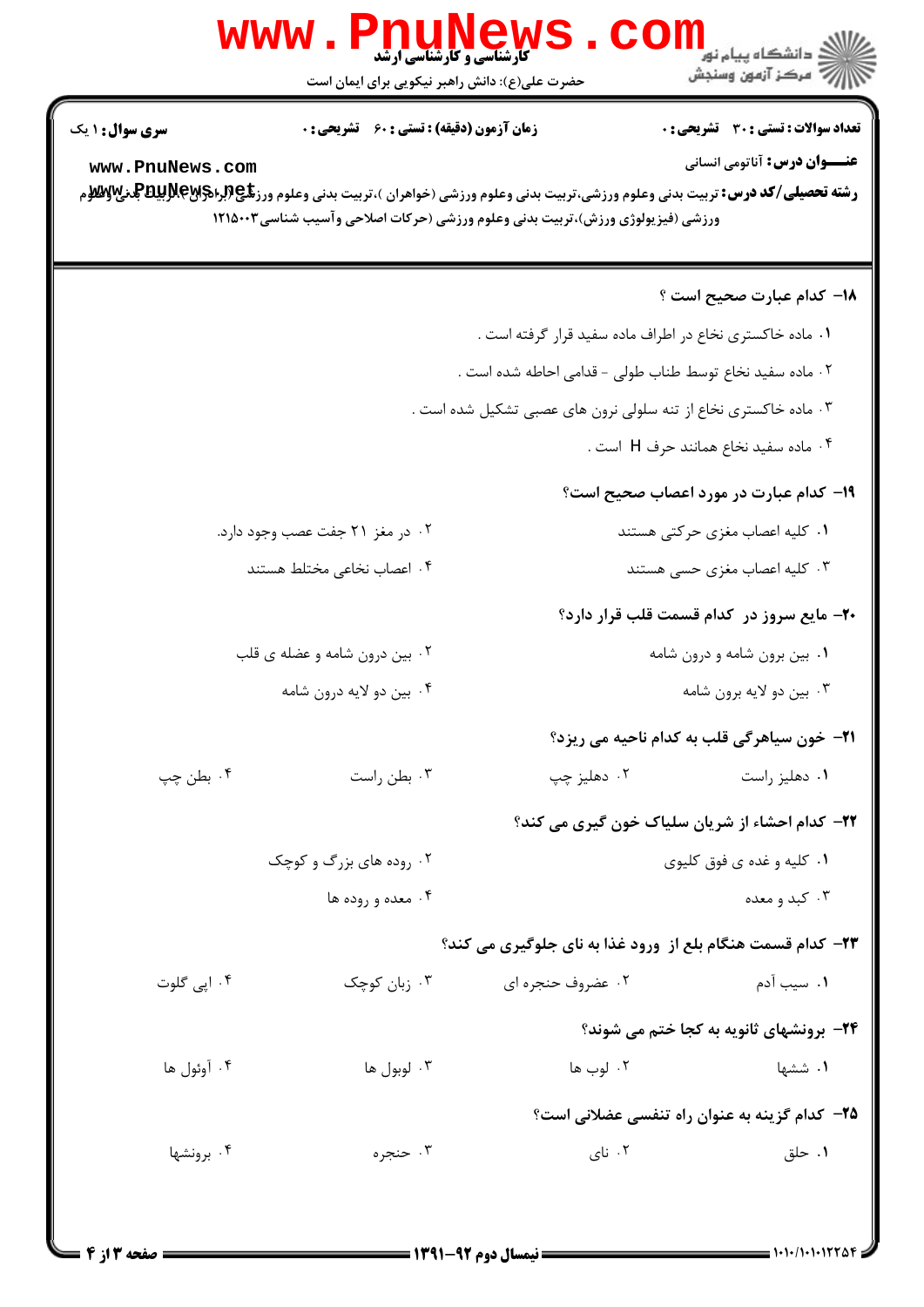**سری سوال : ۱ یک**

**زمان آزمون (دقیقه) : تستی : ۶۰ تشریحی : ۰**

**تعداد سوالات : تستی : ۳۰ تشریحی : ۰**

**عنـــوان درس :** آناتومی انسانی

**رشته تحصیلی/کد درس :** تربیت بدنی وعلوم ورزشی،تربیت بدنی وعلوم ورزشی (خواهران )،تربیت بدنی وعلوم ورزشی (برادران)،تربیت بدنی وعلوم ورزشی (فیزیولوژی ورزش)،تربیت بدنی وعلوم ورزشی (حرکات اصلاحی وآسیب شناسی۱۲۱۵۰۰۳

**۱۸- کدام عبارت صحیح است ؟**

۱. ماده خاکستری نخاع در اطراف ماده سفید قرار گرفته است .

۲. ماده سفید نخاع توسط طناب طولی - قدامی احاطه شده است .

۳. ماده خاکستری نخاع از تنه سلولی نرون های عصبی تشکیل شده است .

۴. ماده سفید نخاع همانند حرف H است .

**۱۹- کدام عبارت در مورد اعصاب صحیح است؟**

۱. کلیه اعصاب مغزی حرکتی هستند

۲. در مغز ۲۱ جفت عصب وجود دارد.

۳. کلیه اعصاب مغزی حسی هستند

۴. اعصاب نخاعی مختلط هستند

**۲۰- مایع سروز در کدام قسمت قلب قرار دارد؟**

۱. بین برون شامه و درون شامه

۲. بین درون شامه و عضله ی قلب

۳. بین دو لایه برون شامه

۴. بین دو لایه درون شامه

**۲۱- خون سیاهرگی قلب به کدام ناحیه می ریزد؟**

۱. دهلیز راست

۲. دهلیز چپ

۳. بطن راست

۴. بطن چپ

**۲۲- کدام احشاء از شریان سلیاک خون گیری می کند؟**

۱. کلیه و غده ی فوق کلیوی

۲. روده های بزرگ و کوچک

۳. کبد و معده

۴. معده و روده ها

**۲۳- کدام قسمت هنگام بلع از ورود غذا به نای جلوگیری می کند؟**

۱. سیب آدم

۲. غضروف حنجره ای

۳. زبان کوچک

۴. اپی گلوت

**۲۴- برونشهای ثانویه به کجا ختم می شوند؟**

۱. ششها

۲. لوب ها

۳. لوبول ها

۴. آوئول ها

**۲۵- کدام گزینه به عنوان راه تنفسی عضلانی است؟**

۱. حلق

۲. نای

۳. حنجره

۴. برونشها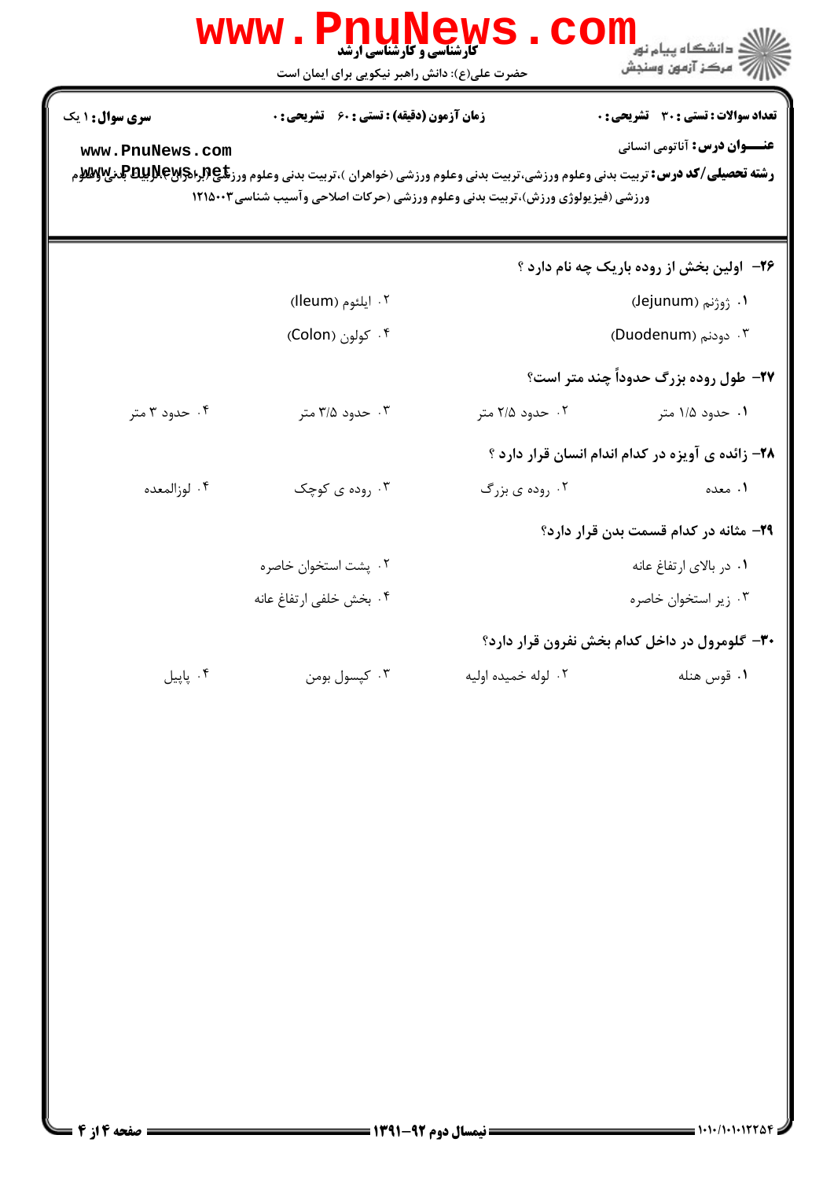**سری سوال:** ۱ یک

**زمان آزمون (دقیقه) : تستی :** ۶۰ **تشریحی :** ۰

**تعداد سوالات : تستی :** ۳۰ **تشریحی :** ۰

**عنـــوان درس:** آناتومی انسانی

**رشته تحصیلی/کد درس:** تربیت بدنی وعلوم ورزشی،تربیت بدنی وعلوم ورزشی (خواهران )،تربیت بدنی وعلوم ورزشی (برادران )،تربیت بدنی وعلوم ورزشی (فیزیولوژی ورزش)،تربیت بدنی وعلوم ورزشی (حرکات اصلاحی وآسیب شناسی۱۲۱۵۰۰۳

۲۶- اولین بخش از روده باریک چه نام دارد ؟

۱. ژوژنم (Jejunum)

۲. ایلئوم (Ileum)

۳. دودنم (Duodenum)

۴. کولون (Colon)

۲۷- طول روده بزرگ حدوداً چند متر است؟

۱. حدود ۱/۵ متر

۲. حدود ۲/۵ متر

۳. حدود ۳/۵ متر

۴. حدود ۳ متر

۲۸- زائده ی آویزه در کدام اندام انسان قرار دارد ؟

۱. معده

۲. روده ی بزرگ

۳. روده ی کوچک

۴. لوزالمعده

۲۹- مثانه در کدام قسمت بدن قرار دارد؟

۱. در بالای ارتفاغ عانه

۲. پشت استخوان خاصره

۳. زیر استخوان خاصره

۴. بخش خلفی ارتفاغ عانه

۳۰- گلومرول در داخل کدام بخش نفرون قرار دارد؟

۱. قوس هنله

۲. لوله خمیده اولیه

۳. کپسول بومن

۴. پاپیل